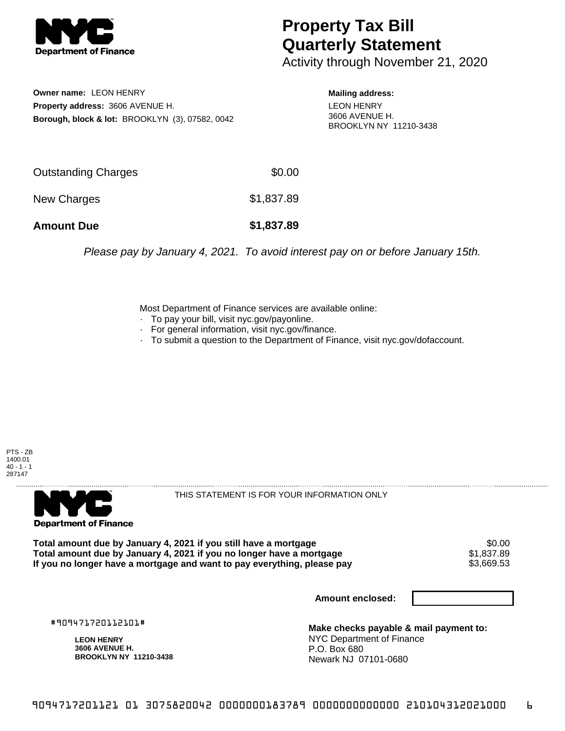# Property Tax Bill Quarterly Statement

Activity through November 21, 2020

**Owner name:** LEON HENRY
**Property address:** 3606 AVENUE H.
**Borough, block & lot:** BROOKLYN (3), 07582, 0042

**Mailing address:**
LEON HENRY
3606 AVENUE H.
BROOKLYN NY 11210-3438

| | |
|---|---|
| Outstanding Charges | $0.00 |
| New Charges | $1,837.89 |
| **Amount Due** | **$1,837.89** |

*Please pay by January 4, 2021. To avoid interest pay on or before January 15th.*

Most Department of Finance services are available online:
- To pay your bill, visit nyc.gov/payonline.
- For general information, visit nyc.gov/finance.
- To submit a question to the Department of Finance, visit nyc.gov/dofaccount.

PTS - ZB
1400.01
40 - 1 - 1
287147

THIS STATEMENT IS FOR YOUR INFORMATION ONLY

| | |
|---|---|
| **Total amount due by January 4, 2021 if you still have a mortgage** | $0.00 |
| **Total amount due by January 4, 2021 if you no longer have a mortgage** | $1,837.89 |
| **If you no longer have a mortgage and want to pay everything, please pay** | $3,669.53 |

**Amount enclosed:**

#909471720112101#

**LEON HENRY**
**3606 AVENUE H.**
**BROOKLYN NY 11210-3438**

**Make checks payable & mail payment to:**
NYC Department of Finance
P.O. Box 680
Newark NJ 07101-0680

9094717201121 01 3075820042 0000000183789 0000000000000 210104312021000 6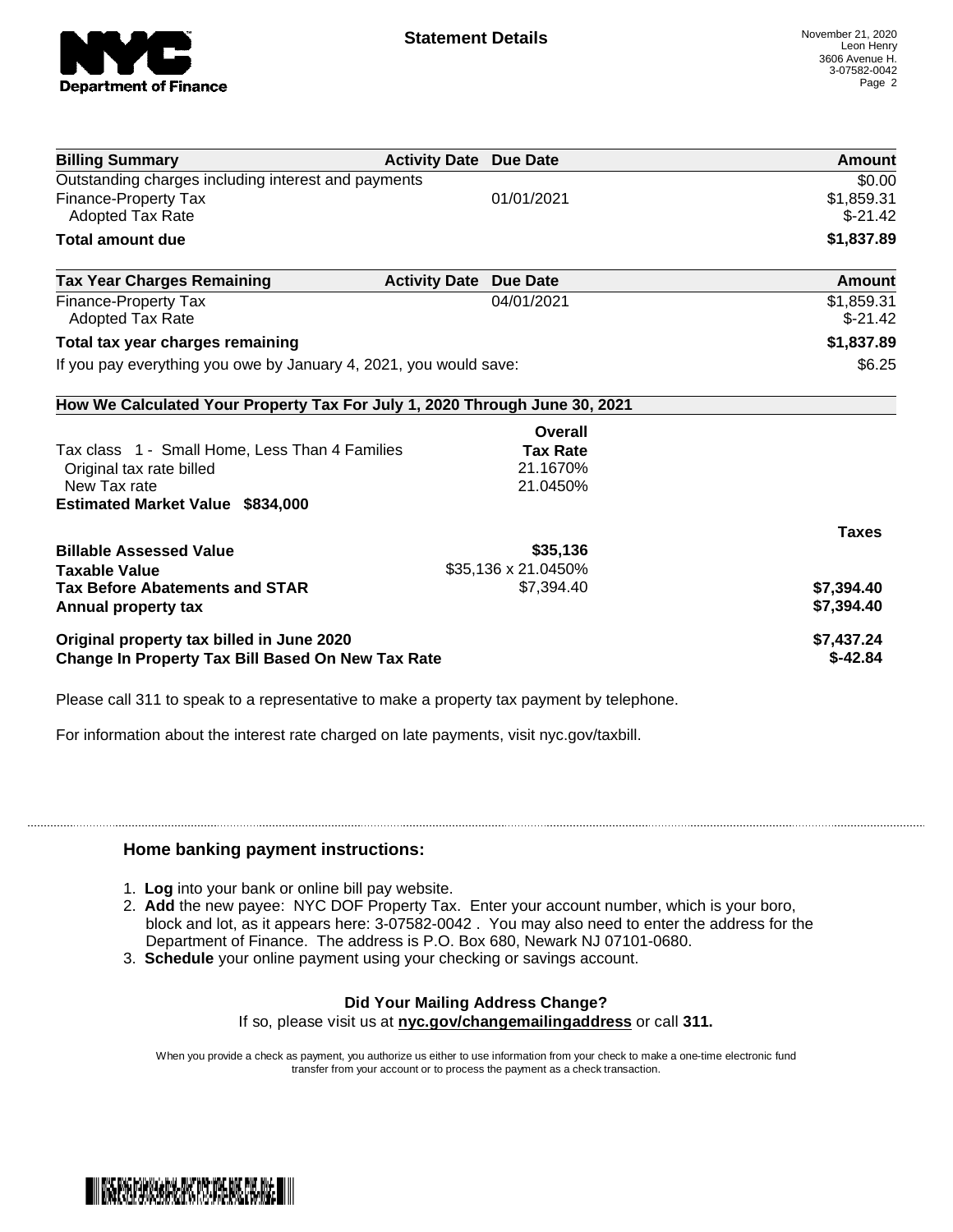Statement Details

November 21, 2020
Leon Henry
3606 Avenue H.
3-07582-0042

| Billing Summary | Activity Date | Due Date | Amount |
|---|---|---|---|
| Outstanding charges including interest and payments | | | $0.00 |
| Finance-Property Tax | | 01/01/2021 | $1,859.31 |
| Adopted Tax Rate | | | $-21.42 |
| **Total amount due** | | | **$1,837.89** |

| Tax Year Charges Remaining | Activity Date | Due Date | Amount |
|---|---|---|---|
| Finance-Property Tax | | 04/01/2021 | $1,859.31 |
| Adopted Tax Rate | | | $-21.42 |
| **Total tax year charges remaining** | | | **$1,837.89** |
| If you pay everything you owe by January 4, 2021, you would save: | | | $6.25 |

**How We Calculated Your Property Tax For July 1, 2020 Through June 30, 2021**

| | Overall Tax Rate | |
|---|---|---|
| Tax class 1 - Small Home, Less Than 4 Families | | |
| Original tax rate billed | 21.1670% | |
| New Tax rate | 21.0450% | |
| **Estimated Market Value $834,000** | | |
| | | **Taxes** |
| **Billable Assessed Value** | **$35,136** | |
| **Taxable Value** | $35,136 x 21.0450% | |
| **Tax Before Abatements and STAR** | $7,394.40 | **$7,394.40** |
| **Annual property tax** | | **$7,394.40** |
| **Original property tax billed in June 2020** | | **$7,437.24** |
| **Change In Property Tax Bill Based On New Tax Rate** | | **$-42.84** |

Please call 311 to speak to a representative to make a property tax payment by telephone.

For information about the interest rate charged on late payments, visit nyc.gov/taxbill.

### Home banking payment instructions:

1. **Log** into your bank or online bill pay website.
2. **Add** the new payee: NYC DOF Property Tax. Enter your account number, which is your boro, block and lot, as it appears here: 3-07582-0042 . You may also need to enter the address for the Department of Finance. The address is P.O. Box 680, Newark NJ 07101-0680.
3. **Schedule** your online payment using your checking or savings account.

**Did Your Mailing Address Change?**
If so, please visit us at **nyc.gov/changemailingaddress** or call **311.**

When you provide a check as payment, you authorize us either to use information from your check to make a one-time electronic fund transfer from your account or to process the payment as a check transaction.